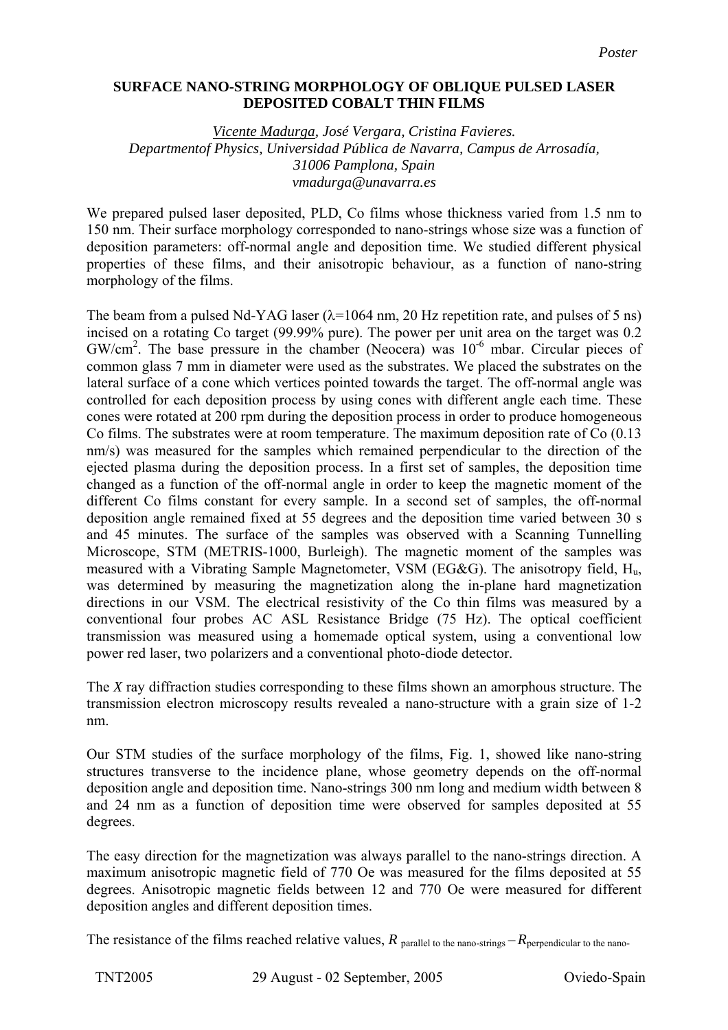*Poster*

# SURFACE NANO-STRING MORPHOLOGY OF OBLIQUE PULSED LASER DEPOSITED COBALT THIN FILMS

*Vicente Madurga, José Vergara, Cristina Favieres.*
*Departmentof Physics, Universidad Pública de Navarra, Campus de Arrosadía, 31006 Pamplona, Spain*
*vmadurga@unavarra.es*

We prepared pulsed laser deposited, PLD, Co films whose thickness varied from 1.5 nm to 150 nm. Their surface morphology corresponded to nano-strings whose size was a function of deposition parameters: off-normal angle and deposition time. We studied different physical properties of these films, and their anisotropic behaviour, as a function of nano-string morphology of the films.

The beam from a pulsed Nd-YAG laser ($\lambda$=1064 nm, 20 Hz repetition rate, and pulses of 5 ns) incised on a rotating Co target (99.99% pure). The power per unit area on the target was 0.2 GW/cm$^2$. The base pressure in the chamber (Neocera) was 10$^{-6}$ mbar. Circular pieces of common glass 7 mm in diameter were used as the substrates. We placed the substrates on the lateral surface of a cone which vertices pointed towards the target. The off-normal angle was controlled for each deposition process by using cones with different angle each time. These cones were rotated at 200 rpm during the deposition process in order to produce homogeneous Co films. The substrates were at room temperature. The maximum deposition rate of Co (0.13 nm/s) was measured for the samples which remained perpendicular to the direction of the ejected plasma during the deposition process. In a first set of samples, the deposition time changed as a function of the off-normal angle in order to keep the magnetic moment of the different Co films constant for every sample. In a second set of samples, the off-normal deposition angle remained fixed at 55 degrees and the deposition time varied between 30 s and 45 minutes. The surface of the samples was observed with a Scanning Tunnelling Microscope, STM (METRIS-1000, Burleigh). The magnetic moment of the samples was measured with a Vibrating Sample Magnetometer, VSM (EG&G). The anisotropy field, $H_u$, was determined by measuring the magnetization along the in-plane hard magnetization directions in our VSM. The electrical resistivity of the Co thin films was measured by a conventional four probes AC ASL Resistance Bridge (75 Hz). The optical coefficient transmission was measured using a homemade optical system, using a conventional low power red laser, two polarizers and a conventional photo-diode detector.

The *X* ray diffraction studies corresponding to these films shown an amorphous structure. The transmission electron microscopy results revealed a nano-structure with a grain size of 1-2 nm.

Our STM studies of the surface morphology of the films, Fig. 1, showed like nano-string structures transverse to the incidence plane, whose geometry depends on the off-normal deposition angle and deposition time. Nano-strings 300 nm long and medium width between 8 and 24 nm as a function of deposition time were observed for samples deposited at 55 degrees.

The easy direction for the magnetization was always parallel to the nano-strings direction. A maximum anisotropic magnetic field of 770 Oe was measured for the films deposited at 55 degrees. Anisotropic magnetic fields between 12 and 770 Oe were measured for different deposition angles and different deposition times.

The resistance of the films reached relative values, $R_{\text{parallel to the nano-strings}} - R_{\text{perpendicular to the nano-}}$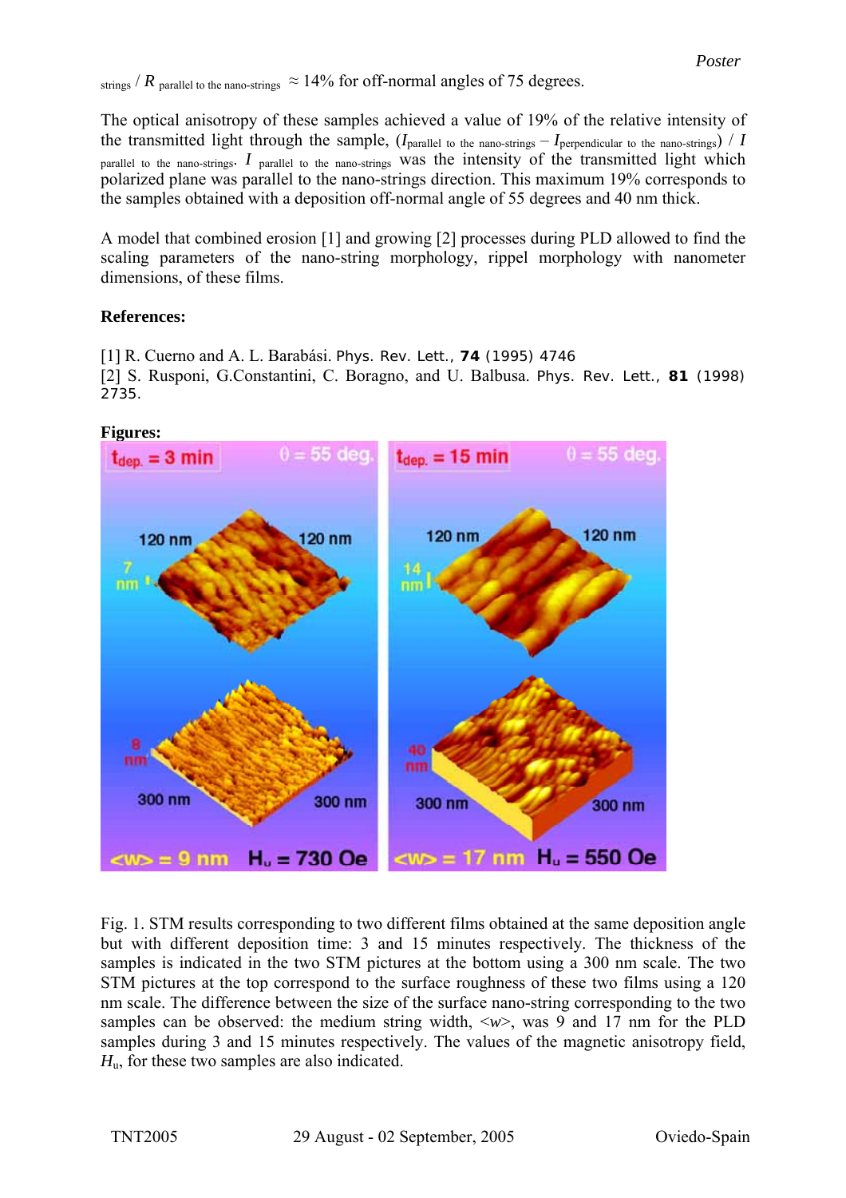strings / $R$ parallel to the nano-strings ≈ 14% for off-normal angles of 75 degrees.

The optical anisotropy of these samples achieved a value of 19% of the relative intensity of the transmitted light through the sample, ($I_{\text{parallel to the nano-strings}} - I_{\text{perpendicular to the nano-strings}}$) / $I_{\text{parallel to the nano-strings}}$. $I_{\text{parallel to the nano-strings}}$ was the intensity of the transmitted light which polarized plane was parallel to the nano-strings direction. This maximum 19% corresponds to the samples obtained with a deposition off-normal angle of 55 degrees and 40 nm thick.

A model that combined erosion [1] and growing [2] processes during PLD allowed to find the scaling parameters of the nano-string morphology, rippel morphology with nanometer dimensions, of these films.

**References:**

[1] R. Cuerno and A. L. Barabási. Phys. Rev. Lett., **74** (1995) 4746

[2] S. Rusponi, G.Constantini, C. Boragno, and U. Balbusa. Phys. Rev. Lett., **81** (1998) 2735.

**Figures:**

$t_{dep.}$ = 3 min θ = 55 deg.

120 nm 120 nm

7 nm

8 nm

300 nm 300 nm

<w> = 9 nm $H_u$ = 730 Oe

$t_{dep.}$ = 15 min θ = 55 deg.

120 nm 120 nm

14 nm

40 nm

300 nm 300 nm

<w> = 17 nm $H_u$ = 550 Oe

Fig. 1. STM results corresponding to two different films obtained at the same deposition angle but with different deposition time: 3 and 15 minutes respectively. The thickness of the samples is indicated in the two STM pictures at the bottom using a 300 nm scale. The two STM pictures at the top correspond to the surface roughness of these two films using a 120 nm scale. The difference between the size of the surface nano-string corresponding to the two samples can be observed: the medium string width, $<w>$, was 9 and 17 nm for the PLD samples during 3 and 15 minutes respectively. The values of the magnetic anisotropy field, $H_u$, for these two samples are also indicated.